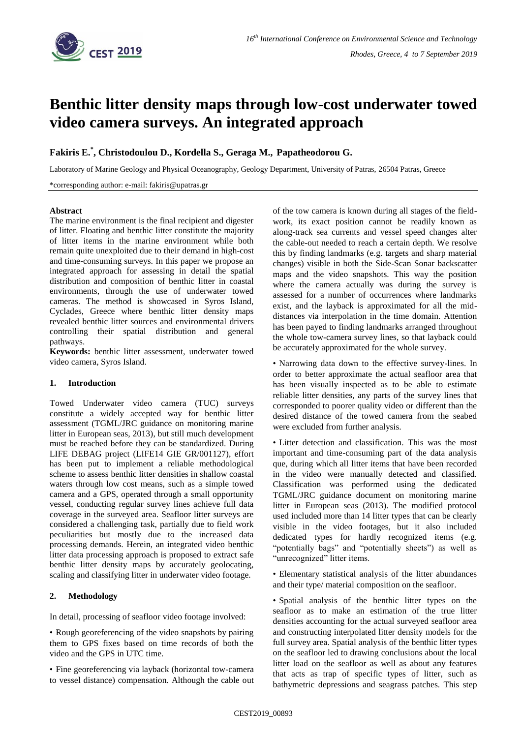# Benthic litter density maps through low-cost underwater towed video camera surveys. An integrated approach

**Fakiris E.[*], Christodoulou D., Kordella S., Geraga M., Papatheodorou G.**

Laboratory of Marine Geology and Physical Oceanography, Geology Department, University of Patras, 26504 Patras, Greece

*corresponding author: e-mail: fakiris@upatras.gr

**Abstract**

The marine environment is the final recipient and digester of litter. Floating and benthic litter constitute the majority of litter items in the marine environment while both remain quite unexploited due to their demand in high-cost and time-consuming surveys. In this paper we propose an integrated approach for assessing in detail the spatial distribution and composition of benthic litter in coastal environments, through the use of underwater towed cameras. The method is showcased in Syros Island, Cyclades, Greece where benthic litter density maps revealed benthic litter sources and environmental drivers controlling their spatial distribution and general pathways.

**Keywords:** benthic litter assessment, underwater towed video camera, Syros Island.

## 1. Introduction

Towed Underwater video camera (TUC) surveys constitute a widely accepted way for benthic litter assessment (TGML/JRC guidance on monitoring marine litter in European seas, 2013), but still much development must be reached before they can be standardized. During LIFE DEBAG project (LIFE14 GIE GR/001127), effort has been put to implement a reliable methodological scheme to assess benthic litter densities in shallow coastal waters through low cost means, such as a simple towed camera and a GPS, operated through a small opportunity vessel, conducting regular survey lines achieve full data coverage in the surveyed area. Seafloor litter surveys are considered a challenging task, partially due to field work peculiarities but mostly due to the increased data processing demands. Herein, an integrated video benthic litter data processing approach is proposed to extract safe benthic litter density maps by accurately geolocating, scaling and classifying litter in underwater video footage.

## 2. Methodology

In detail, processing of seafloor video footage involved:

- Rough georeferencing of the video snapshots by pairing them to GPS fixes based on time records of both the video and the GPS in UTC time.
- Fine georeferencing via layback (horizontal tow-camera to vessel distance) compensation. Although the cable out of the tow camera is known during all stages of the field-work, its exact position cannot be readily known as along-track sea currents and vessel speed changes alter the cable-out needed to reach a certain depth. We resolve this by finding landmarks (e.g. targets and sharp material changes) visible in both the Side-Scan Sonar backscatter maps and the video snapshots. This way the position where the camera actually was during the survey is assessed for a number of occurrences where landmarks exist, and the layback is approximated for all the mid-distances via interpolation in the time domain. Attention has been payed to finding landmarks arranged throughout the whole tow-camera survey lines, so that layback could be accurately approximated for the whole survey.
- Narrowing data down to the effective survey-lines. In order to better approximate the actual seafloor area that has been visually inspected as to be able to estimate reliable litter densities, any parts of the survey lines that corresponded to poorer quality video or different than the desired distance of the towed camera from the seabed were excluded from further analysis.
- Litter detection and classification. This was the most important and time-consuming part of the data analysis que, during which all litter items that have been recorded in the video were manually detected and classified. Classification was performed using the dedicated TGML/JRC guidance document on monitoring marine litter in European seas (2013). The modified protocol used included more than 14 litter types that can be clearly visible in the video footages, but it also included dedicated types for hardly recognized items (e.g. "potentially bags" and "potentially sheets") as well as "unrecognized" litter items.
- Elementary statistical analysis of the litter abundances and their type/ material composition on the seafloor.
- Spatial analysis of the benthic litter types on the seafloor as to make an estimation of the true litter densities accounting for the actual surveyed seafloor area and constructing interpolated litter density models for the full survey area. Spatial analysis of the benthic litter types on the seafloor led to drawing conclusions about the local litter load on the seafloor as well as about any features that acts as trap of specific types of litter, such as bathymetric depressions and seagrass patches. This step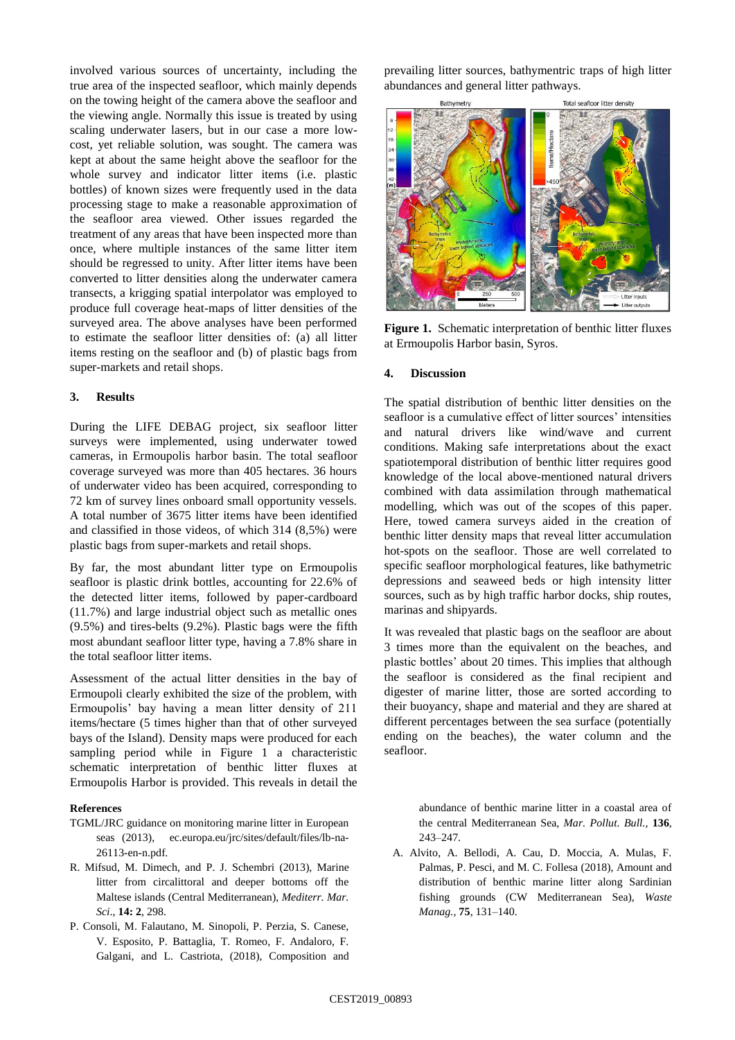involved various sources of uncertainty, including the true area of the inspected seafloor, which mainly depends on the towing height of the camera above the seafloor and the viewing angle. Normally this issue is treated by using scaling underwater lasers, but in our case a more low-cost, yet reliable solution, was sought. The camera was kept at about the same height above the seafloor for the whole survey and indicator litter items (i.e. plastic bottles) of known sizes were frequently used in the data processing stage to make a reasonable approximation of the seafloor area viewed. Other issues regarded the treatment of any areas that have been inspected more than once, where multiple instances of the same litter item should be regressed to unity. After litter items have been converted to litter densities along the underwater camera transects, a krigging spatial interpolator was employed to produce full coverage heat-maps of litter densities of the surveyed area. The above analyses have been performed to estimate the seafloor litter densities of: (a) all litter items resting on the seafloor and (b) of plastic bags from super-markets and retail shops.

## 3. Results

During the LIFE DEBAG project, six seafloor litter surveys were implemented, using underwater towed cameras, in Ermoupolis harbor basin. The total seafloor coverage surveyed was more than 405 hectares. 36 hours of underwater video has been acquired, corresponding to 72 km of survey lines onboard small opportunity vessels. A total number of 3675 litter items have been identified and classified in those videos, of which 314 (8,5%) were plastic bags from super-markets and retail shops.

By far, the most abundant litter type on Ermoupolis seafloor is plastic drink bottles, accounting for 22.6% of the detected litter items, followed by paper-cardboard (11.7%) and large industrial object such as metallic ones (9.5%) and tires-belts (9.2%). Plastic bags were the fifth most abundant seafloor litter type, having a 7.8% share in the total seafloor litter items.

Assessment of the actual litter densities in the bay of Ermoupoli clearly exhibited the size of the problem, with Ermoupolis' bay having a mean litter density of 211 items/hectare (5 times higher than that of other surveyed bays of the Island). Density maps were produced for each sampling period while in Figure 1 a characteristic schematic interpretation of benthic litter fluxes at Ermoupolis Harbor is provided. This reveals in detail the prevailing litter sources, bathymentric traps of high litter abundances and general litter pathways.

Bathymetry

Total seafloor litter density

6
12
18
24
30
36
42
(m)

0
250
500
Meters

0
Items/Hectare
>450

Bathymetric traps

Hydrodynamic traps behind obstacles

Litter inputs
Litter outputs

**Figure 1.** Schematic interpretation of benthic litter fluxes at Ermoupolis Harbor basin, Syros.

## 4. Discussion

The spatial distribution of benthic litter densities on the seafloor is a cumulative effect of litter sources' intensities and natural drivers like wind/wave and current conditions. Making safe interpretations about the exact spatiotemporal distribution of benthic litter requires good knowledge of the local above-mentioned natural drivers combined with data assimilation through mathematical modelling, which was out of the scopes of this paper. Here, towed camera surveys aided in the creation of benthic litter density maps that reveal litter accumulation hot-spots on the seafloor. Those are well correlated to specific seafloor morphological features, like bathymetric depressions and seaweed beds or high intensity litter sources, such as by high traffic harbor docks, ship routes, marinas and shipyards.

It was revealed that plastic bags on the seafloor are about 3 times more than the equivalent on the beaches, and plastic bottles' about 20 times. This implies that although the seafloor is considered as the final recipient and digester of marine litter, those are sorted according to their buoyancy, shape and material and they are shared at different percentages between the sea surface (potentially ending on the beaches), the water column and the seafloor.

### References

TGML/JRC guidance on monitoring marine litter in European seas (2013), ec.europa.eu/jrc/sites/default/files/lb-na-26113-en-n.pdf.

R. Mifsud, M. Dimech, and P. J. Schembri (2013), Marine litter from circalittoral and deeper bottoms off the Maltese islands (Central Mediterranean), *Mediterr. Mar. Sci.*, **14: 2**, 298.

P. Consoli, M. Falautano, M. Sinopoli, P. Perzia, S. Canese, V. Esposito, P. Battaglia, T. Romeo, F. Andaloro, F. Galgani, and L. Castriota, (2018), Composition and abundance of benthic marine litter in a coastal area of the central Mediterranean Sea, *Mar. Pollut. Bull.*, **136**, 243–247.

A. Alvito, A. Bellodi, A. Cau, D. Moccia, A. Mulas, F. Palmas, P. Pesci, and M. C. Follesa (2018), Amount and distribution of benthic marine litter along Sardinian fishing grounds (CW Mediterranean Sea), *Waste Manag.*, **75**, 131–140.